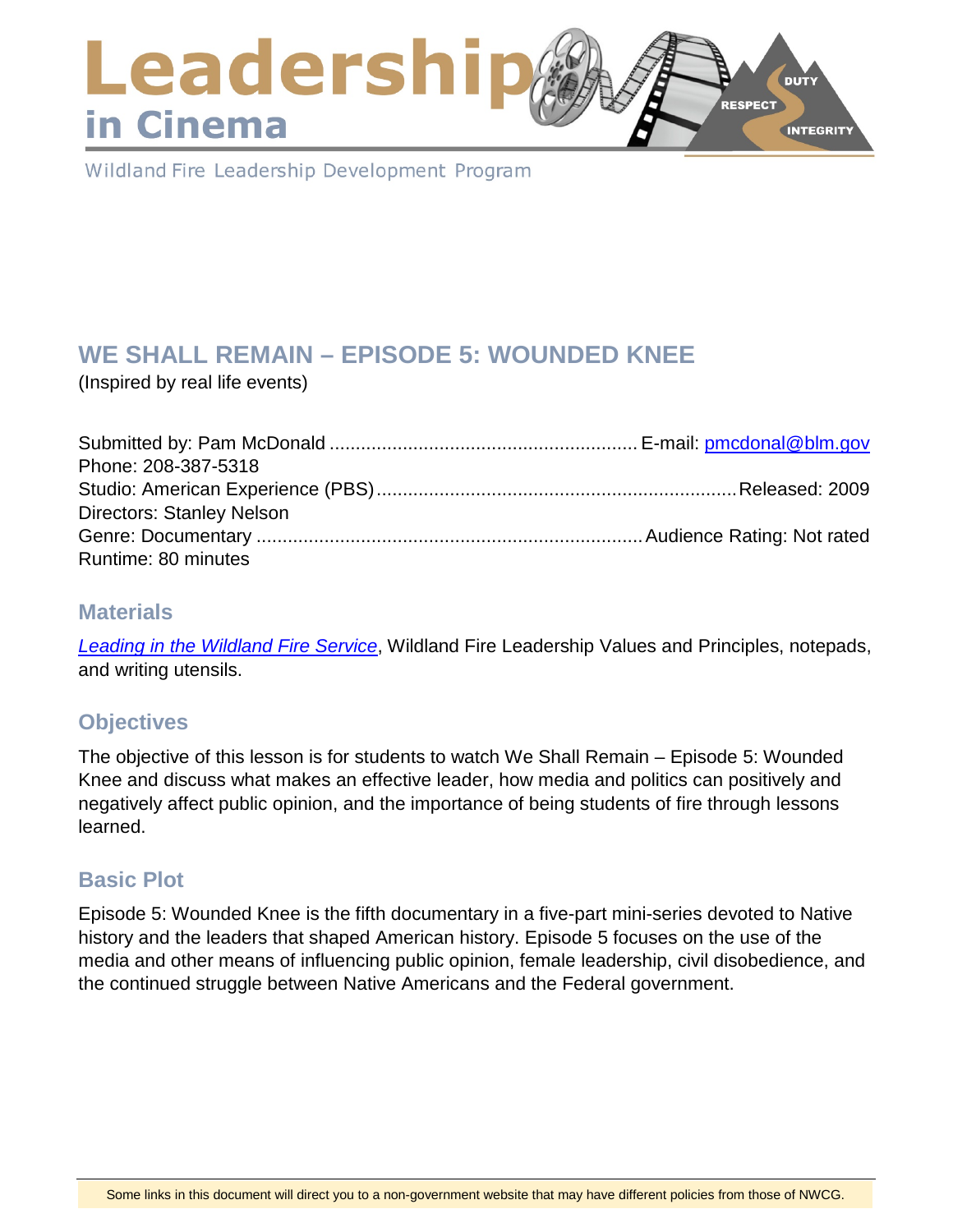# Leadership in Cinema

Wildland Fire Leadership Development Program

## WE SHALL REMAIN – EPISODE 5: WOUNDED KNEE

(Inspired by real life events)

Submitted by: Pam McDonald .......... E-mail: [pmcdonal@blm.gov](mailto:pmcdonal@blm.gov)
Phone: 208-387-5318
Studio: American Experience (PBS) .......... Released: 2009
Directors: Stanley Nelson
Genre: Documentary .......... Audience Rating: Not rated
Runtime: 80 minutes

### Materials

*Leading in the Wildland Fire Service*, Wildland Fire Leadership Values and Principles, notepads, and writing utensils.

### Objectives

The objective of this lesson is for students to watch We Shall Remain – Episode 5: Wounded Knee and discuss what makes an effective leader, how media and politics can positively and negatively affect public opinion, and the importance of being students of fire through lessons learned.

### Basic Plot

Episode 5: Wounded Knee is the fifth documentary in a five-part mini-series devoted to Native history and the leaders that shaped American history. Episode 5 focuses on the use of the media and other means of influencing public opinion, female leadership, civil disobedience, and the continued struggle between Native Americans and the Federal government.

Some links in this document will direct you to a non-government website that may have different policies from those of NWCG.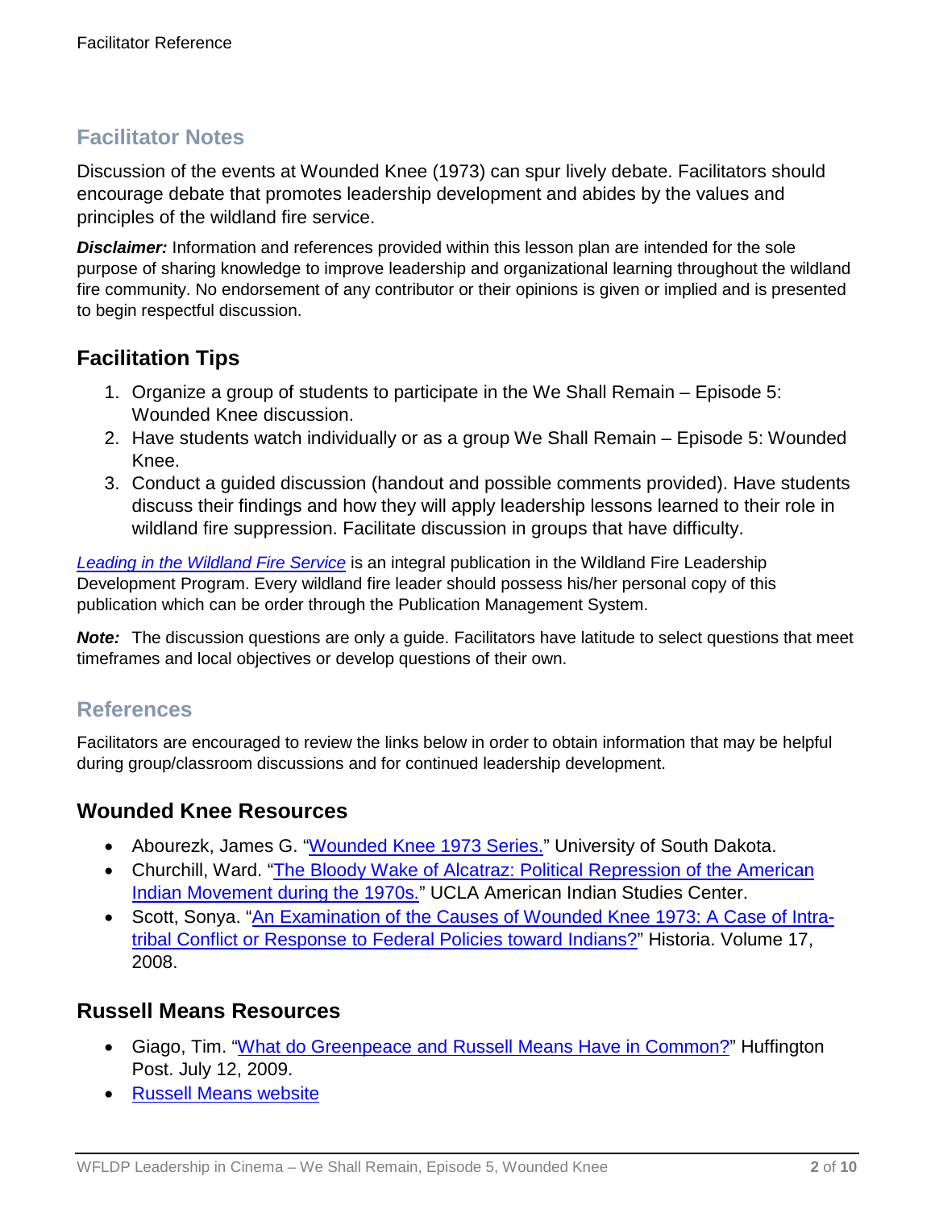## Facilitator Notes

Discussion of the events at Wounded Knee (1973) can spur lively debate. Facilitators should encourage debate that promotes leadership development and abides by the values and principles of the wildland fire service.

***Disclaimer:*** Information and references provided within this lesson plan are intended for the sole purpose of sharing knowledge to improve leadership and organizational learning throughout the wildland fire community. No endorsement of any contributor or their opinions is given or implied and is presented to begin respectful discussion.

## Facilitation Tips

1. Organize a group of students to participate in the We Shall Remain – Episode 5: Wounded Knee discussion.
2. Have students watch individually or as a group We Shall Remain – Episode 5: Wounded Knee.
3. Conduct a guided discussion (handout and possible comments provided). Have students discuss their findings and how they will apply leadership lessons learned to their role in wildland fire suppression. Facilitate discussion in groups that have difficulty.

*Leading in the Wildland Fire Service* is an integral publication in the Wildland Fire Leadership Development Program. Every wildland fire leader should possess his/her personal copy of this publication which can be order through the Publication Management System.

***Note:*** The discussion questions are only a guide. Facilitators have latitude to select questions that meet timeframes and local objectives or develop questions of their own.

## References

Facilitators are encouraged to review the links below in order to obtain information that may be helpful during group/classroom discussions and for continued leadership development.

## Wounded Knee Resources

- Abourezk, James G. "Wounded Knee 1973 Series." University of South Dakota.
- Churchill, Ward. "The Bloody Wake of Alcatraz: Political Repression of the American Indian Movement during the 1970s." UCLA American Indian Studies Center.
- Scott, Sonya. "An Examination of the Causes of Wounded Knee 1973: A Case of Intra-tribal Conflict or Response to Federal Policies toward Indians?" Historia. Volume 17, 2008.

## Russell Means Resources

- Giago, Tim. "What do Greenpeace and Russell Means Have in Common?" Huffington Post. July 12, 2009.
- Russell Means website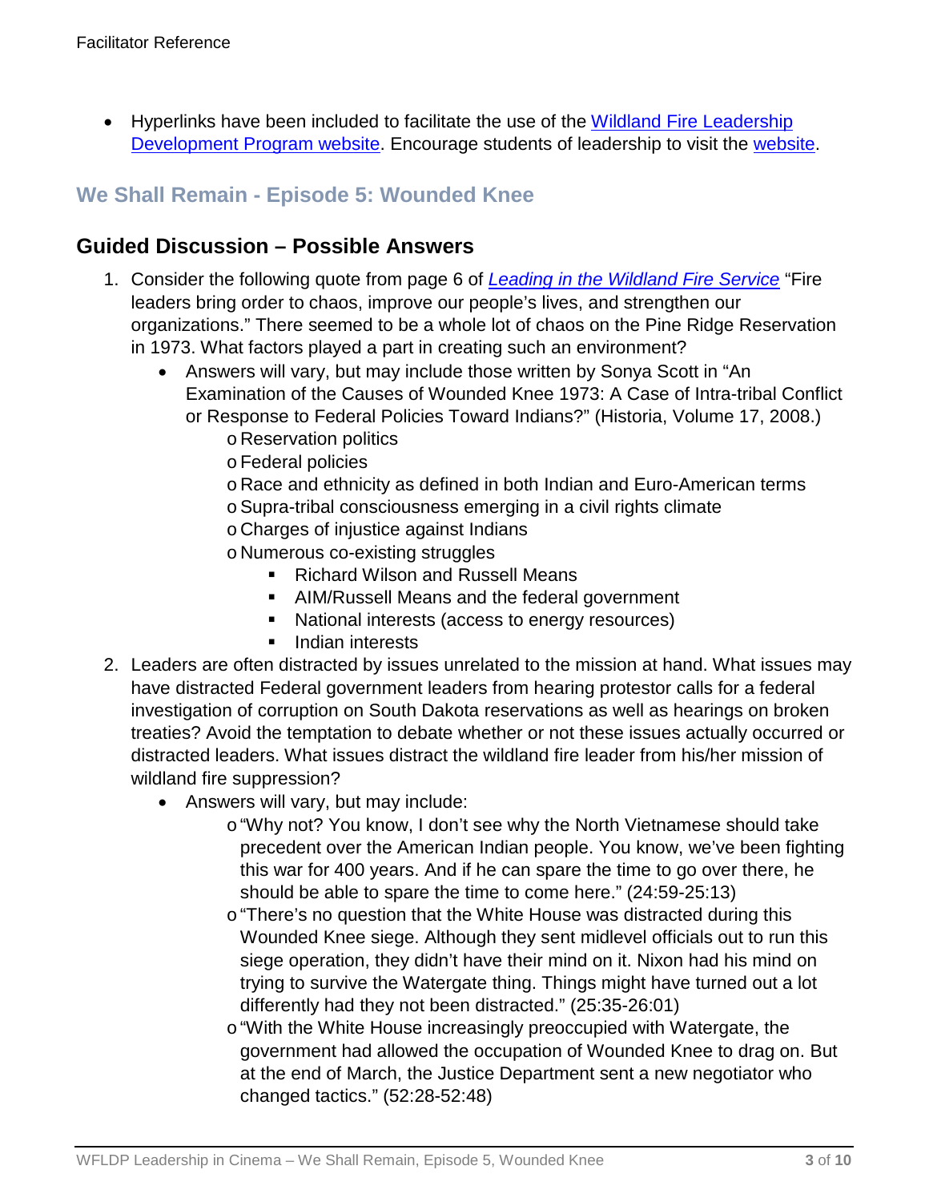- Hyperlinks have been included to facilitate the use of the [Wildland Fire Leadership Development Program website](). Encourage students of leadership to visit the [website]().

## We Shall Remain - Episode 5: Wounded Knee

## Guided Discussion – Possible Answers

1. Consider the following quote from page 6 of *Leading in the Wildland Fire Service* "Fire leaders bring order to chaos, improve our people's lives, and strengthen our organizations." There seemed to be a whole lot of chaos on the Pine Ridge Reservation in 1973. What factors played a part in creating such an environment?
   - Answers will vary, but may include those written by Sonya Scott in "An Examination of the Causes of Wounded Knee 1973: A Case of Intra-tribal Conflict or Response to Federal Policies Toward Indians?" (Historia, Volume 17, 2008.)
     - Reservation politics
     - Federal policies
     - Race and ethnicity as defined in both Indian and Euro-American terms
     - Supra-tribal consciousness emerging in a civil rights climate
     - Charges of injustice against Indians
     - Numerous co-existing struggles
       - Richard Wilson and Russell Means
       - AIM/Russell Means and the federal government
       - National interests (access to energy resources)
       - Indian interests
2. Leaders are often distracted by issues unrelated to the mission at hand. What issues may have distracted Federal government leaders from hearing protestor calls for a federal investigation of corruption on South Dakota reservations as well as hearings on broken treaties? Avoid the temptation to debate whether or not these issues actually occurred or distracted leaders. What issues distract the wildland fire leader from his/her mission of wildland fire suppression?
   - Answers will vary, but may include:
     - "Why not? You know, I don't see why the North Vietnamese should take precedent over the American Indian people. You know, we've been fighting this war for 400 years. And if he can spare the time to go over there, he should be able to spare the time to come here." (24:59-25:13)
     - "There's no question that the White House was distracted during this Wounded Knee siege. Although they sent midlevel officials out to run this siege operation, they didn't have their mind on it. Nixon had his mind on trying to survive the Watergate thing. Things might have turned out a lot differently had they not been distracted." (25:35-26:01)
     - "With the White House increasingly preoccupied with Watergate, the government had allowed the occupation of Wounded Knee to drag on. But at the end of March, the Justice Department sent a new negotiator who changed tactics." (52:28-52:48)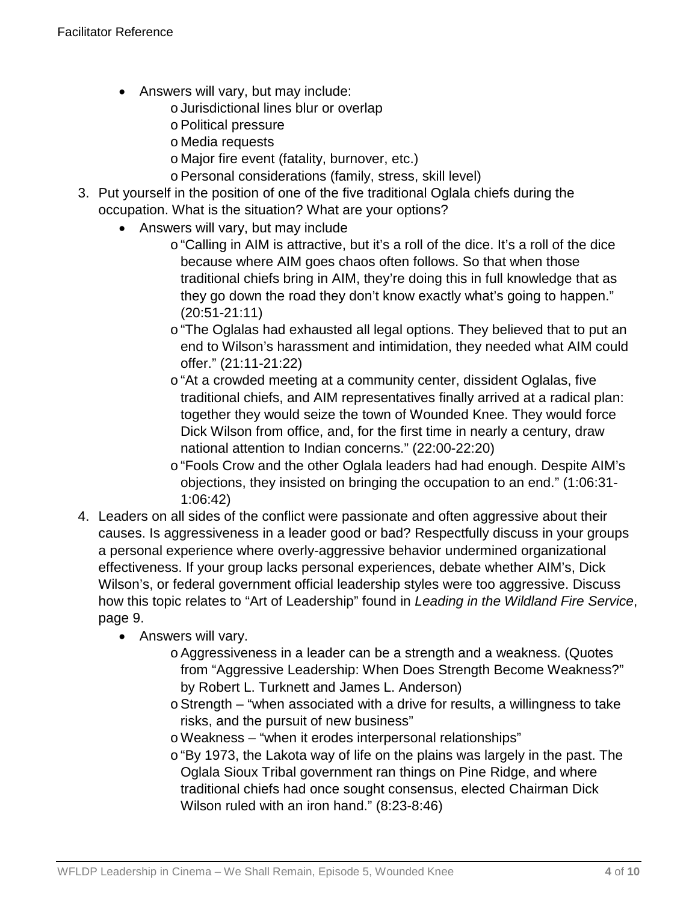- Answers will vary, but may include:
  - Jurisdictional lines blur or overlap
  - Political pressure
  - Media requests
  - Major fire event (fatality, burnover, etc.)
  - Personal considerations (family, stress, skill level)

3. Put yourself in the position of one of the five traditional Oglala chiefs during the occupation. What is the situation? What are your options?
   - Answers will vary, but may include
     - "Calling in AIM is attractive, but it's a roll of the dice. It's a roll of the dice because where AIM goes chaos often follows. So that when those traditional chiefs bring in AIM, they're doing this in full knowledge that as they go down the road they don't know exactly what's going to happen." (20:51-21:11)
     - "The Oglalas had exhausted all legal options. They believed that to put an end to Wilson's harassment and intimidation, they needed what AIM could offer." (21:11-21:22)
     - "At a crowded meeting at a community center, dissident Oglalas, five traditional chiefs, and AIM representatives finally arrived at a radical plan: together they would seize the town of Wounded Knee. They would force Dick Wilson from office, and, for the first time in nearly a century, draw national attention to Indian concerns." (22:00-22:20)
     - "Fools Crow and the other Oglala leaders had had enough. Despite AIM's objections, they insisted on bringing the occupation to an end." (1:06:31-1:06:42)

4. Leaders on all sides of the conflict were passionate and often aggressive about their causes. Is aggressiveness in a leader good or bad? Respectfully discuss in your groups a personal experience where overly-aggressive behavior undermined organizational effectiveness. If your group lacks personal experiences, debate whether AIM's, Dick Wilson's, or federal government official leadership styles were too aggressive. Discuss how this topic relates to "Art of Leadership" found in *Leading in the Wildland Fire Service*, page 9.
   - Answers will vary.
     - Aggressiveness in a leader can be a strength and a weakness. (Quotes from "Aggressive Leadership: When Does Strength Become Weakness?" by Robert L. Turknett and James L. Anderson)
     - Strength – "when associated with a drive for results, a willingness to take risks, and the pursuit of new business"
     - Weakness – "when it erodes interpersonal relationships"
     - "By 1973, the Lakota way of life on the plains was largely in the past. The Oglala Sioux Tribal government ran things on Pine Ridge, and where traditional chiefs had once sought consensus, elected Chairman Dick Wilson ruled with an iron hand." (8:23-8:46)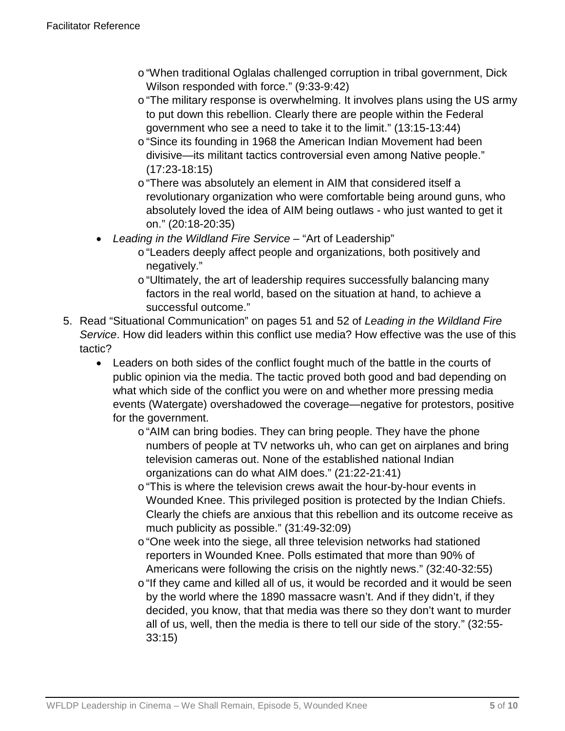- "When traditional Oglalas challenged corruption in tribal government, Dick Wilson responded with force." (9:33-9:42)
  - "The military response is overwhelming. It involves plans using the US army to put down this rebellion. Clearly there are people within the Federal government who see a need to take it to the limit." (13:15-13:44)
  - "Since its founding in 1968 the American Indian Movement had been divisive—its militant tactics controversial even among Native people." (17:23-18:15)
  - "There was absolutely an element in AIM that considered itself a revolutionary organization who were comfortable being around guns, who absolutely loved the idea of AIM being outlaws - who just wanted to get it on." (20:18-20:35)
- *Leading in the Wildland Fire Service* – "Art of Leadership"
  - "Leaders deeply affect people and organizations, both positively and negatively."
  - "Ultimately, the art of leadership requires successfully balancing many factors in the real world, based on the situation at hand, to achieve a successful outcome."

5. Read "Situational Communication" on pages 51 and 52 of *Leading in the Wildland Fire Service*. How did leaders within this conflict use media? How effective was the use of this tactic?
   - Leaders on both sides of the conflict fought much of the battle in the courts of public opinion via the media. The tactic proved both good and bad depending on what which side of the conflict you were on and whether more pressing media events (Watergate) overshadowed the coverage—negative for protestors, positive for the government.
     - "AIM can bring bodies. They can bring people. They have the phone numbers of people at TV networks uh, who can get on airplanes and bring television cameras out. None of the established national Indian organizations can do what AIM does." (21:22-21:41)
     - "This is where the television crews await the hour-by-hour events in Wounded Knee. This privileged position is protected by the Indian Chiefs. Clearly the chiefs are anxious that this rebellion and its outcome receive as much publicity as possible." (31:49-32:09)
     - "One week into the siege, all three television networks had stationed reporters in Wounded Knee. Polls estimated that more than 90% of Americans were following the crisis on the nightly news." (32:40-32:55)
     - "If they came and killed all of us, it would be recorded and it would be seen by the world where the 1890 massacre wasn't. And if they didn't, if they decided, you know, that that media was there so they don't want to murder all of us, well, then the media is there to tell our side of the story." (32:55-33:15)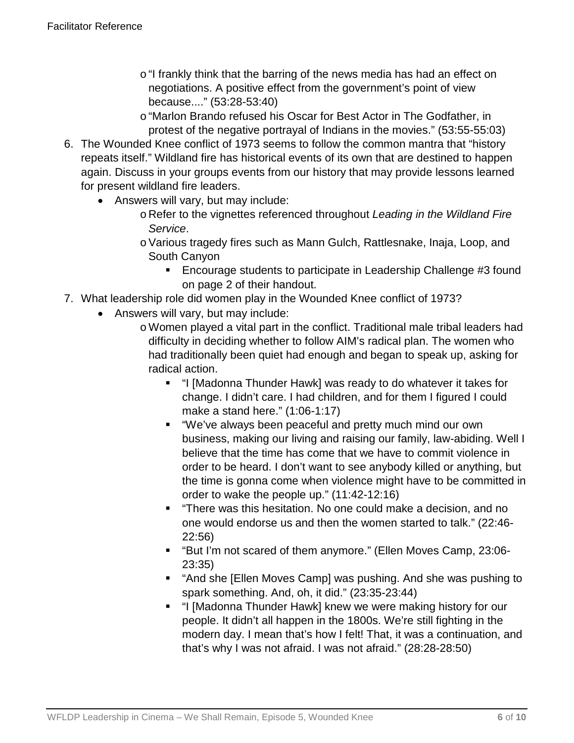- "I frankly think that the barring of the news media has had an effect on negotiations. A positive effect from the government's point of view because...." (53:28-53:40)
- "Marlon Brando refused his Oscar for Best Actor in The Godfather, in protest of the negative portrayal of Indians in the movies." (53:55-55:03)

6. The Wounded Knee conflict of 1973 seems to follow the common mantra that "history repeats itself." Wildland fire has historical events of its own that are destined to happen again. Discuss in your groups events from our history that may provide lessons learned for present wildland fire leaders.
   - Answers will vary, but may include:
     - Refer to the vignettes referenced throughout *Leading in the Wildland Fire Service*.
     - Various tragedy fires such as Mann Gulch, Rattlesnake, Inaja, Loop, and South Canyon
       - Encourage students to participate in Leadership Challenge #3 found on page 2 of their handout.
7. What leadership role did women play in the Wounded Knee conflict of 1973?
   - Answers will vary, but may include:
     - Women played a vital part in the conflict. Traditional male tribal leaders had difficulty in deciding whether to follow AIM's radical plan. The women who had traditionally been quiet had enough and began to speak up, asking for radical action.
       - "I [Madonna Thunder Hawk] was ready to do whatever it takes for change. I didn't care. I had children, and for them I figured I could make a stand here." (1:06-1:17)
       - "We've always been peaceful and pretty much mind our own business, making our living and raising our family, law-abiding. Well I believe that the time has come that we have to commit violence in order to be heard. I don't want to see anybody killed or anything, but the time is gonna come when violence might have to be committed in order to wake the people up." (11:42-12:16)
       - "There was this hesitation. No one could make a decision, and no one would endorse us and then the women started to talk." (22:46-22:56)
       - "But I'm not scared of them anymore." (Ellen Moves Camp, 23:06-23:35)
       - "And she [Ellen Moves Camp] was pushing. And she was pushing to spark something. And, oh, it did." (23:35-23:44)
       - "I [Madonna Thunder Hawk] knew we were making history for our people. It didn't all happen in the 1800s. We're still fighting in the modern day. I mean that's how I felt! That, it was a continuation, and that's why I was not afraid. I was not afraid." (28:28-28:50)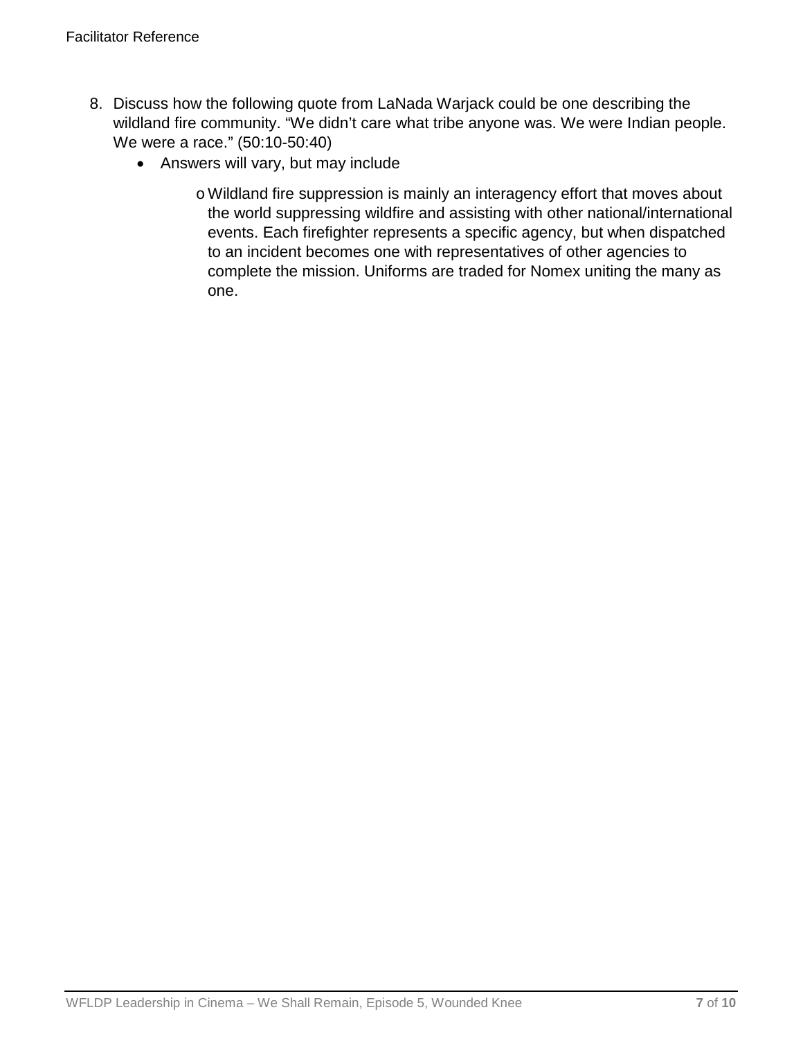8. Discuss how the following quote from LaNada Warjack could be one describing the wildland fire community. “We didn’t care what tribe anyone was. We were Indian people. We were a race.” (50:10-50:40)
   - Answers will vary, but may include
     - Wildland fire suppression is mainly an interagency effort that moves about the world suppressing wildfire and assisting with other national/international events. Each firefighter represents a specific agency, but when dispatched to an incident becomes one with representatives of other agencies to complete the mission. Uniforms are traded for Nomex uniting the many as one.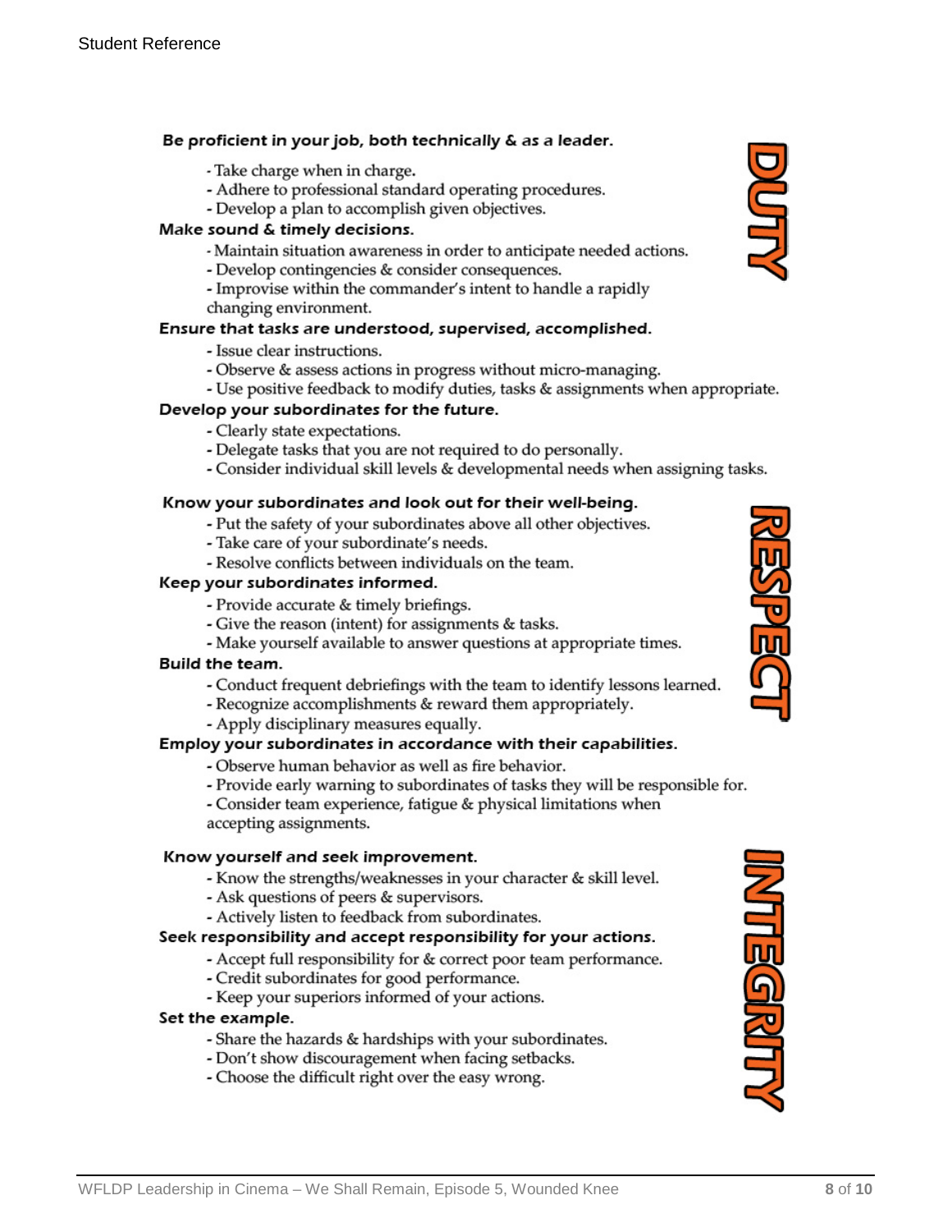## DUTY

**Be proficient in your job, both technically & as a leader.**

- Take charge when in charge.
- Adhere to professional standard operating procedures.
- Develop a plan to accomplish given objectives.

**Make sound & timely decisions.**

- Maintain situation awareness in order to anticipate needed actions.
- Develop contingencies & consider consequences.
- Improvise within the commander's intent to handle a rapidly changing environment.

**Ensure that tasks are understood, supervised, accomplished.**

- Issue clear instructions.
- Observe & assess actions in progress without micro-managing.
- Use positive feedback to modify duties, tasks & assignments when appropriate.

**Develop your subordinates for the future.**

- Clearly state expectations.
- Delegate tasks that you are not required to do personally.
- Consider individual skill levels & developmental needs when assigning tasks.

## RESPECT

**Know your subordinates and look out for their well-being.**

- Put the safety of your subordinates above all other objectives.
- Take care of your subordinate's needs.
- Resolve conflicts between individuals on the team.

**Keep your subordinates informed.**

- Provide accurate & timely briefings.
- Give the reason (intent) for assignments & tasks.
- Make yourself available to answer questions at appropriate times.

**Build the team.**

- Conduct frequent debriefings with the team to identify lessons learned.
- Recognize accomplishments & reward them appropriately.
- Apply disciplinary measures equally.

**Employ your subordinates in accordance with their capabilities.**

- Observe human behavior as well as fire behavior.
- Provide early warning to subordinates of tasks they will be responsible for.
- Consider team experience, fatigue & physical limitations when accepting assignments.

## INTEGRITY

**Know yourself and seek improvement.**

- Know the strengths/weaknesses in your character & skill level.
- Ask questions of peers & supervisors.
- Actively listen to feedback from subordinates.

**Seek responsibility and accept responsibility for your actions.**

- Accept full responsibility for & correct poor team performance.
- Credit subordinates for good performance.
- Keep your superiors informed of your actions.

**Set the example.**

- Share the hazards & hardships with your subordinates.
- Don't show discouragement when facing setbacks.
- Choose the difficult right over the easy wrong.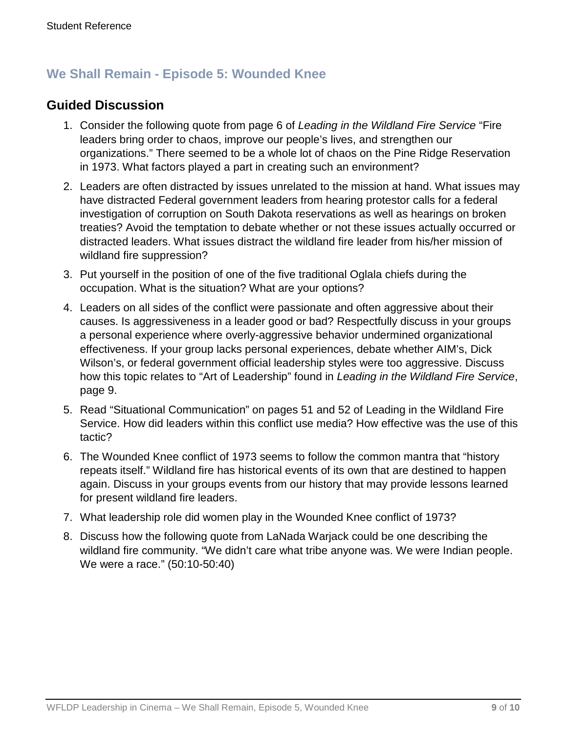## We Shall Remain - Episode 5: Wounded Knee

### Guided Discussion

1. Consider the following quote from page 6 of *Leading in the Wildland Fire Service* "Fire leaders bring order to chaos, improve our people's lives, and strengthen our organizations." There seemed to be a whole lot of chaos on the Pine Ridge Reservation in 1973. What factors played a part in creating such an environment?
2. Leaders are often distracted by issues unrelated to the mission at hand. What issues may have distracted Federal government leaders from hearing protestor calls for a federal investigation of corruption on South Dakota reservations as well as hearings on broken treaties? Avoid the temptation to debate whether or not these issues actually occurred or distracted leaders. What issues distract the wildland fire leader from his/her mission of wildland fire suppression?
3. Put yourself in the position of one of the five traditional Oglala chiefs during the occupation. What is the situation? What are your options?
4. Leaders on all sides of the conflict were passionate and often aggressive about their causes. Is aggressiveness in a leader good or bad? Respectfully discuss in your groups a personal experience where overly-aggressive behavior undermined organizational effectiveness. If your group lacks personal experiences, debate whether AIM's, Dick Wilson's, or federal government official leadership styles were too aggressive. Discuss how this topic relates to "Art of Leadership" found in *Leading in the Wildland Fire Service*, page 9.
5. Read "Situational Communication" on pages 51 and 52 of Leading in the Wildland Fire Service. How did leaders within this conflict use media? How effective was the use of this tactic?
6. The Wounded Knee conflict of 1973 seems to follow the common mantra that "history repeats itself." Wildland fire has historical events of its own that are destined to happen again. Discuss in your groups events from our history that may provide lessons learned for present wildland fire leaders.
7. What leadership role did women play in the Wounded Knee conflict of 1973?
8. Discuss how the following quote from LaNada Warjack could be one describing the wildland fire community. "We didn't care what tribe anyone was. We were Indian people. We were a race." (50:10-50:40)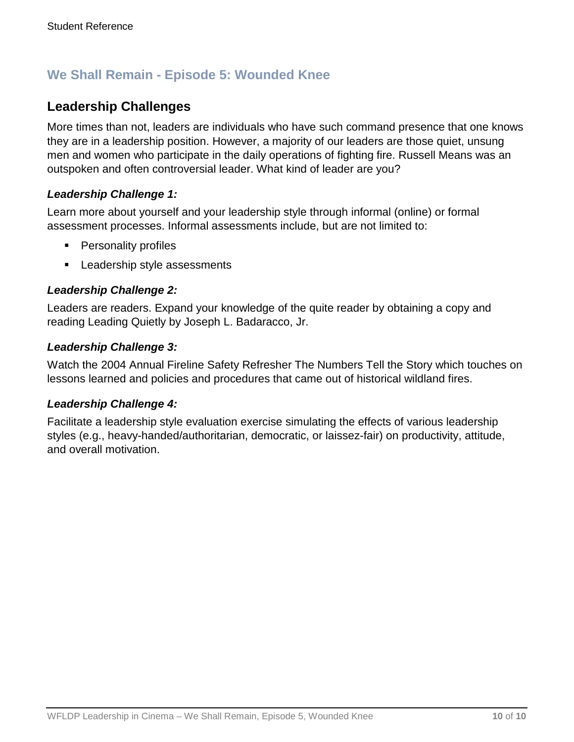## We Shall Remain - Episode 5: Wounded Knee

## Leadership Challenges

More times than not, leaders are individuals who have such command presence that one knows they are in a leadership position. However, a majority of our leaders are those quiet, unsung men and women who participate in the daily operations of fighting fire. Russell Means was an outspoken and often controversial leader. What kind of leader are you?

### *Leadership Challenge 1:*

Learn more about yourself and your leadership style through informal (online) or formal assessment processes. Informal assessments include, but are not limited to:

- Personality profiles
- Leadership style assessments

### *Leadership Challenge 2:*

Leaders are readers. Expand your knowledge of the quite reader by obtaining a copy and reading Leading Quietly by Joseph L. Badaracco, Jr.

### *Leadership Challenge 3:*

Watch the 2004 Annual Fireline Safety Refresher The Numbers Tell the Story which touches on lessons learned and policies and procedures that came out of historical wildland fires.

### *Leadership Challenge 4:*

Facilitate a leadership style evaluation exercise simulating the effects of various leadership styles (e.g., heavy-handed/authoritarian, democratic, or laissez-fair) on productivity, attitude, and overall motivation.